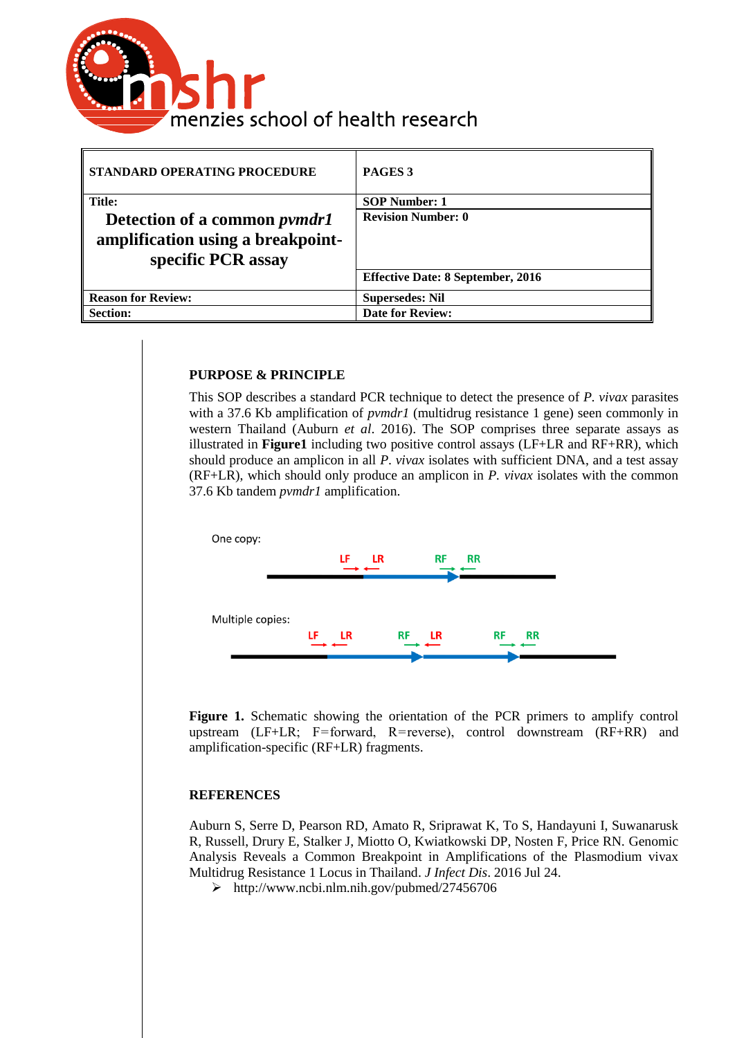menzies school of health research

| STANDARD OPERATING PROCEDURE | PAGES 3 |
|---|---|
| **Title:** **Detection of a common *pvmdr1* amplification using a breakpoint-specific PCR assay** | **SOP Number: 1** |
| | **Revision Number: 0** |
| | **Effective Date: 8 September, 2016** |
| **Reason for Review:** | **Supersedes: Nil** |
| **Section:** | **Date for Review:** |

## PURPOSE & PRINCIPLE

This SOP describes a standard PCR technique to detect the presence of *P. vivax* parasites with a 37.6 Kb amplification of *pvmdr1* (multidrug resistance 1 gene) seen commonly in western Thailand (Auburn *et al*. 2016). The SOP comprises three separate assays as illustrated in **Figure1** including two positive control assays (LF+LR and RF+RR), which should produce an amplicon in all *P. vivax* isolates with sufficient DNA, and a test assay (RF+LR), which should only produce an amplicon in *P. vivax* isolates with the common 37.6 Kb tandem *pvmdr1* amplification.

One copy:

LF LR RF RR

Multiple copies:

LF LR RF LR RF RR

**Figure 1.** Schematic showing the orientation of the PCR primers to amplify control upstream (LF+LR; F=forward, R=reverse), control downstream (RF+RR) and amplification-specific (RF+LR) fragments.

## REFERENCES

Auburn S, Serre D, Pearson RD, Amato R, Sriprawat K, To S, Handayuni I, Suwanarusk R, Russell, Drury E, Stalker J, Miotto O, Kwiatkowski DP, Nosten F, Price RN. Genomic Analysis Reveals a Common Breakpoint in Amplifications of the Plasmodium vivax Multidrug Resistance 1 Locus in Thailand. *J Infect Dis*. 2016 Jul 24.

- http://www.ncbi.nlm.nih.gov/pubmed/27456706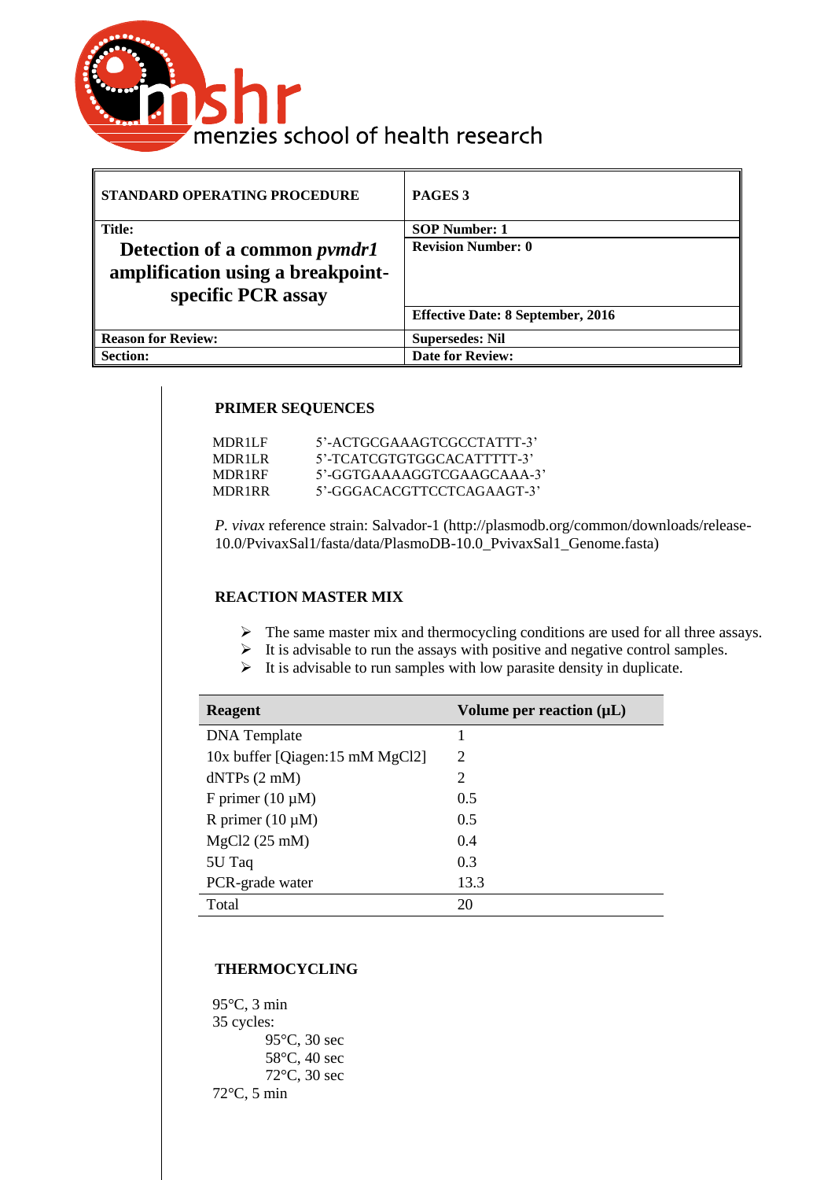menzies school of health research

| STANDARD OPERATING PROCEDURE | PAGES 3 |
|---|---|
| **Title:** **Detection of a common *pvmdr1* amplification using a breakpoint-specific PCR assay** | **SOP Number: 1** |
| | **Revision Number: 0** |
| | **Effective Date: 8 September, 2016** |
| **Reason for Review:** | **Supersedes: Nil** |
| **Section:** | **Date for Review:** |

## PRIMER SEQUENCES

| | |
|---|---|
| MDR1LF | 5'-ACTGCGAAAGTCGCCTATTT-3' |
| MDR1LR | 5'-TCATCGTGTGGCACATTTTT-3' |
| MDR1RF | 5'-GGTGAAAAGGTCGAAGCAAA-3' |
| MDR1RR | 5'-GGGACACGTTCCTCAGAAGT-3' |

*P. vivax* reference strain: Salvador-1 (http://plasmodb.org/common/downloads/release-10.0/PvivaxSal1/fasta/data/PlasmoDB-10.0_PvivaxSal1_Genome.fasta)

## REACTION MASTER MIX

- The same master mix and thermocycling conditions are used for all three assays.
- It is advisable to run the assays with positive and negative control samples.
- It is advisable to run samples with low parasite density in duplicate.

| Reagent | Volume per reaction (µL) |
|---|---|
| DNA Template | 1 |
| 10x buffer [Qiagen:15 mM MgCl2] | 2 |
| dNTPs (2 mM) | 2 |
| F primer (10 µM) | 0.5 |
| R primer (10 µM) | 0.5 |
| MgCl2 (25 mM) | 0.4 |
| 5U Taq | 0.3 |
| PCR-grade water | 13.3 |
| Total | 20 |

## THERMOCYCLING

95°C, 3 min
35 cycles:
- 95°C, 30 sec
- 58°C, 40 sec
- 72°C, 30 sec

72°C, 5 min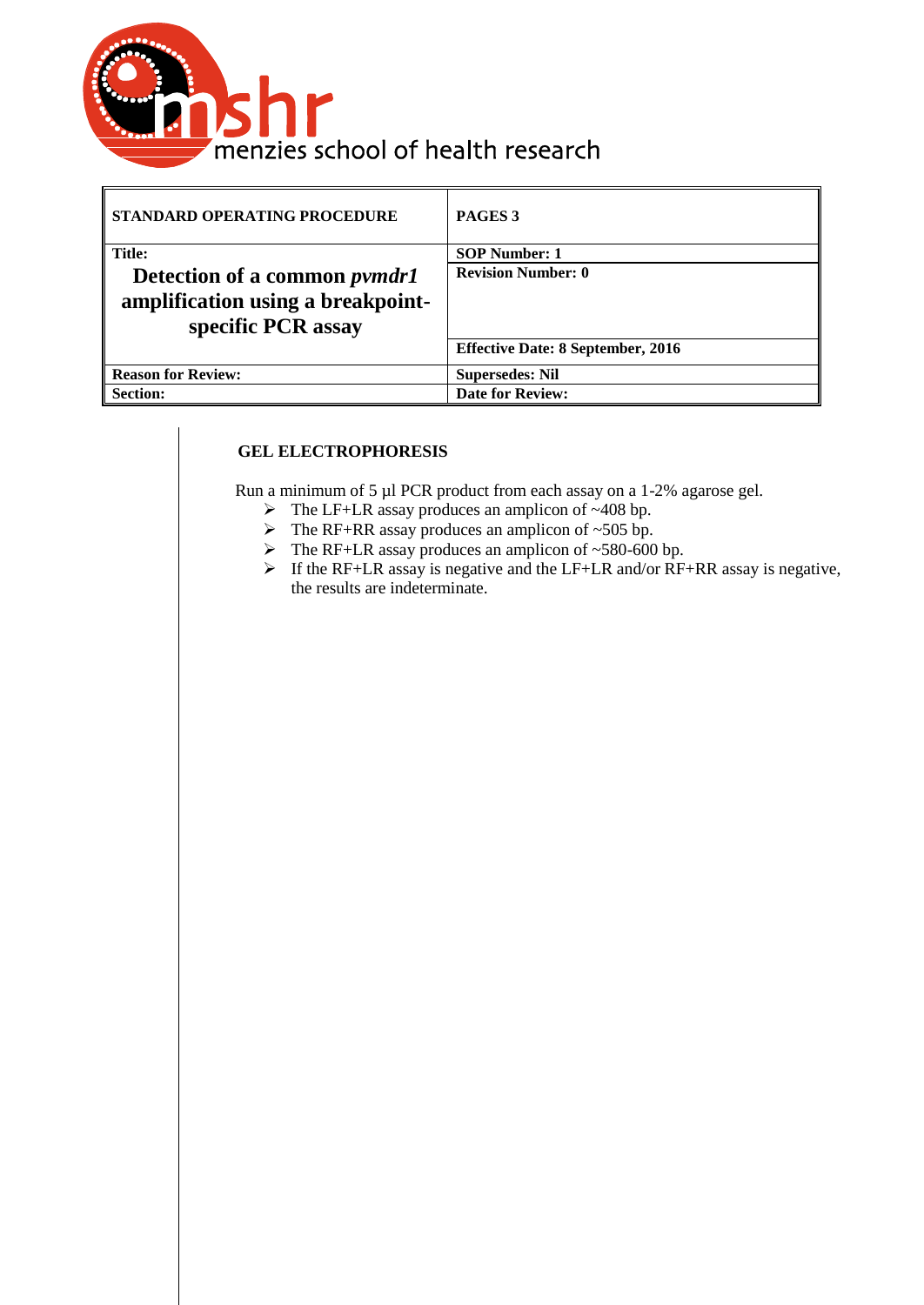| STANDARD OPERATING PROCEDURE | PAGES 3 |
|---|---|
| **Title:** **Detection of a common *pvmdr1* amplification using a breakpoint-specific PCR assay** | **SOP Number: 1** |
| | **Revision Number: 0** |
| | **Effective Date: 8 September, 2016** |
| **Reason for Review:** | **Supersedes: Nil** |
| **Section:** | **Date for Review:** |

### GEL ELECTROPHORESIS

Run a minimum of 5 µl PCR product from each assay on a 1-2% agarose gel.

- The LF+LR assay produces an amplicon of ~408 bp.
- The RF+RR assay produces an amplicon of ~505 bp.
- The RF+LR assay produces an amplicon of ~580-600 bp.
- If the RF+LR assay is negative and the LF+LR and/or RF+RR assay is negative, the results are indeterminate.